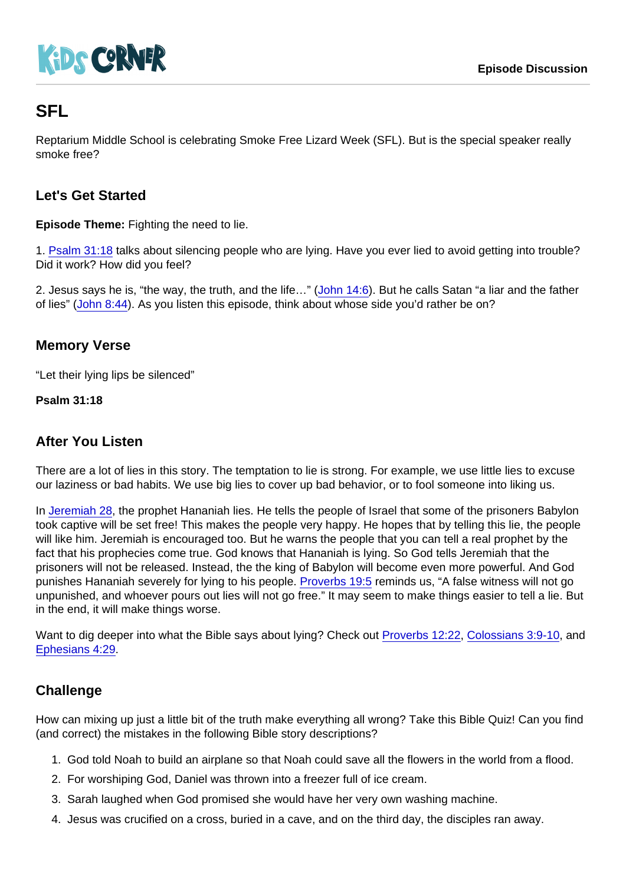KIDS CORNER

Episode Discussion

# SFL

Reptarium Middle School is celebrating Smoke Free Lizard Week (SFL). But is the special speaker really smoke free?

## Let's Get Started

**Episode Theme:** Fighting the need to lie.

1. Psalm 31:18 talks about silencing people who are lying. Have you ever lied to avoid getting into trouble? Did it work? How did you feel?

2. Jesus says he is, "the way, the truth, and the life…" (John 14:6). But he calls Satan "a liar and the father of lies" (John 8:44). As you listen this episode, think about whose side you'd rather be on?

## Memory Verse

"Let their lying lips be silenced"

**Psalm 31:18**

## After You Listen

There are a lot of lies in this story. The temptation to lie is strong. For example, we use little lies to excuse our laziness or bad habits. We use big lies to cover up bad behavior, or to fool someone into liking us.

In Jeremiah 28, the prophet Hananiah lies. He tells the people of Israel that some of the prisoners Babylon took captive will be set free! This makes the people very happy. He hopes that by telling this lie, the people will like him. Jeremiah is encouraged too. But he warns the people that you can tell a real prophet by the fact that his prophecies come true. God knows that Hananiah is lying. So God tells Jeremiah that the prisoners will not be released. Instead, the the king of Babylon will become even more powerful. And God punishes Hananiah severely for lying to his people. Proverbs 19:5 reminds us, "A false witness will not go unpunished, and whoever pours out lies will not go free." It may seem to make things easier to tell a lie. But in the end, it will make things worse.

Want to dig deeper into what the Bible says about lying? Check out Proverbs 12:22, Colossians 3:9-10, and Ephesians 4:29.

## Challenge

How can mixing up just a little bit of the truth make everything all wrong? Take this Bible Quiz! Can you find (and correct) the mistakes in the following Bible story descriptions?

1. God told Noah to build an airplane so that Noah could save all the flowers in the world from a flood.
2. For worshiping God, Daniel was thrown into a freezer full of ice cream.
3. Sarah laughed when God promised she would have her very own washing machine.
4. Jesus was crucified on a cross, buried in a cave, and on the third day, the disciples ran away.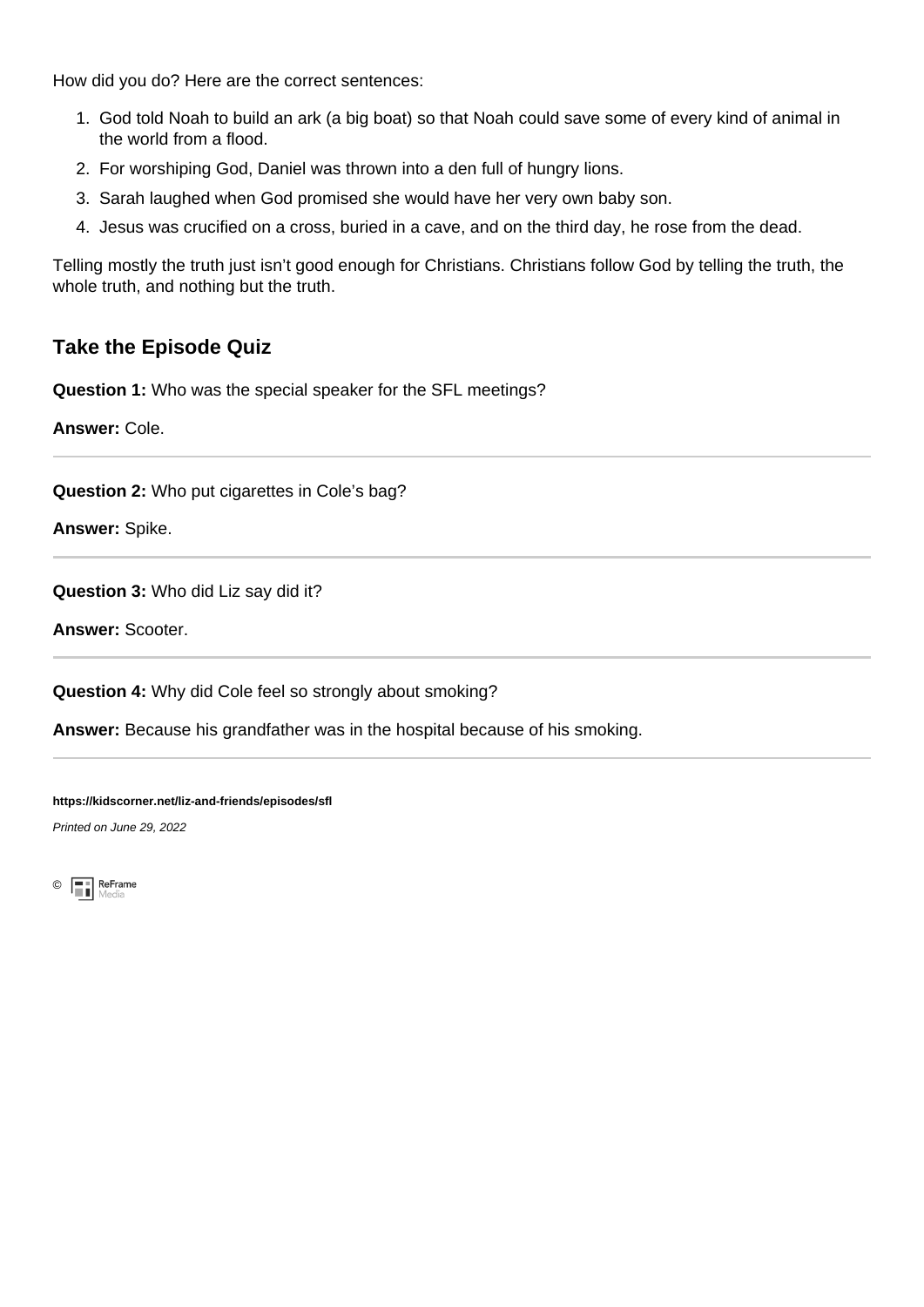How did you do? Here are the correct sentences:

1. God told Noah to build an ark (a big boat) so that Noah could save some of every kind of animal in the world from a flood.
2. For worshiping God, Daniel was thrown into a den full of hungry lions.
3. Sarah laughed when God promised she would have her very own baby son.
4. Jesus was crucified on a cross, buried in a cave, and on the third day, he rose from the dead.

Telling mostly the truth just isn't good enough for Christians. Christians follow God by telling the truth, the whole truth, and nothing but the truth.

## Take the Episode Quiz

**Question 1:** Who was the special speaker for the SFL meetings?

**Answer:** Cole.

---

**Question 2:** Who put cigarettes in Cole's bag?

**Answer:** Spike.

---

**Question 3:** Who did Liz say did it?

**Answer:** Scooter.

---

**Question 4:** Why did Cole feel so strongly about smoking?

**Answer:** Because his grandfather was in the hospital because of his smoking.

---

**https://kidscorner.net/liz-and-friends/episodes/sfl**

*Printed on June 29, 2022*

© ReFrame Media